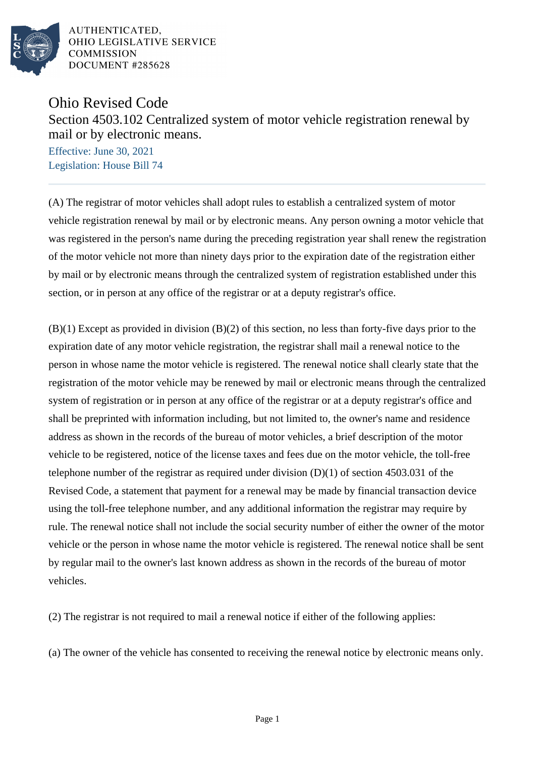AUTHENTICATED,
OHIO LEGISLATIVE SERVICE
COMMISSION
DOCUMENT #285628

# Ohio Revised Code

## Section 4503.102 Centralized system of motor vehicle registration renewal by mail or by electronic means.

Effective: June 30, 2021
Legislation: House Bill 74

(A) The registrar of motor vehicles shall adopt rules to establish a centralized system of motor vehicle registration renewal by mail or by electronic means. Any person owning a motor vehicle that was registered in the person's name during the preceding registration year shall renew the registration of the motor vehicle not more than ninety days prior to the expiration date of the registration either by mail or by electronic means through the centralized system of registration established under this section, or in person at any office of the registrar or at a deputy registrar's office.

(B)(1) Except as provided in division (B)(2) of this section, no less than forty-five days prior to the expiration date of any motor vehicle registration, the registrar shall mail a renewal notice to the person in whose name the motor vehicle is registered. The renewal notice shall clearly state that the registration of the motor vehicle may be renewed by mail or electronic means through the centralized system of registration or in person at any office of the registrar or at a deputy registrar's office and shall be preprinted with information including, but not limited to, the owner's name and residence address as shown in the records of the bureau of motor vehicles, a brief description of the motor vehicle to be registered, notice of the license taxes and fees due on the motor vehicle, the toll-free telephone number of the registrar as required under division (D)(1) of section 4503.031 of the Revised Code, a statement that payment for a renewal may be made by financial transaction device using the toll-free telephone number, and any additional information the registrar may require by rule. The renewal notice shall not include the social security number of either the owner of the motor vehicle or the person in whose name the motor vehicle is registered. The renewal notice shall be sent by regular mail to the owner's last known address as shown in the records of the bureau of motor vehicles.

(2) The registrar is not required to mail a renewal notice if either of the following applies:

(a) The owner of the vehicle has consented to receiving the renewal notice by electronic means only.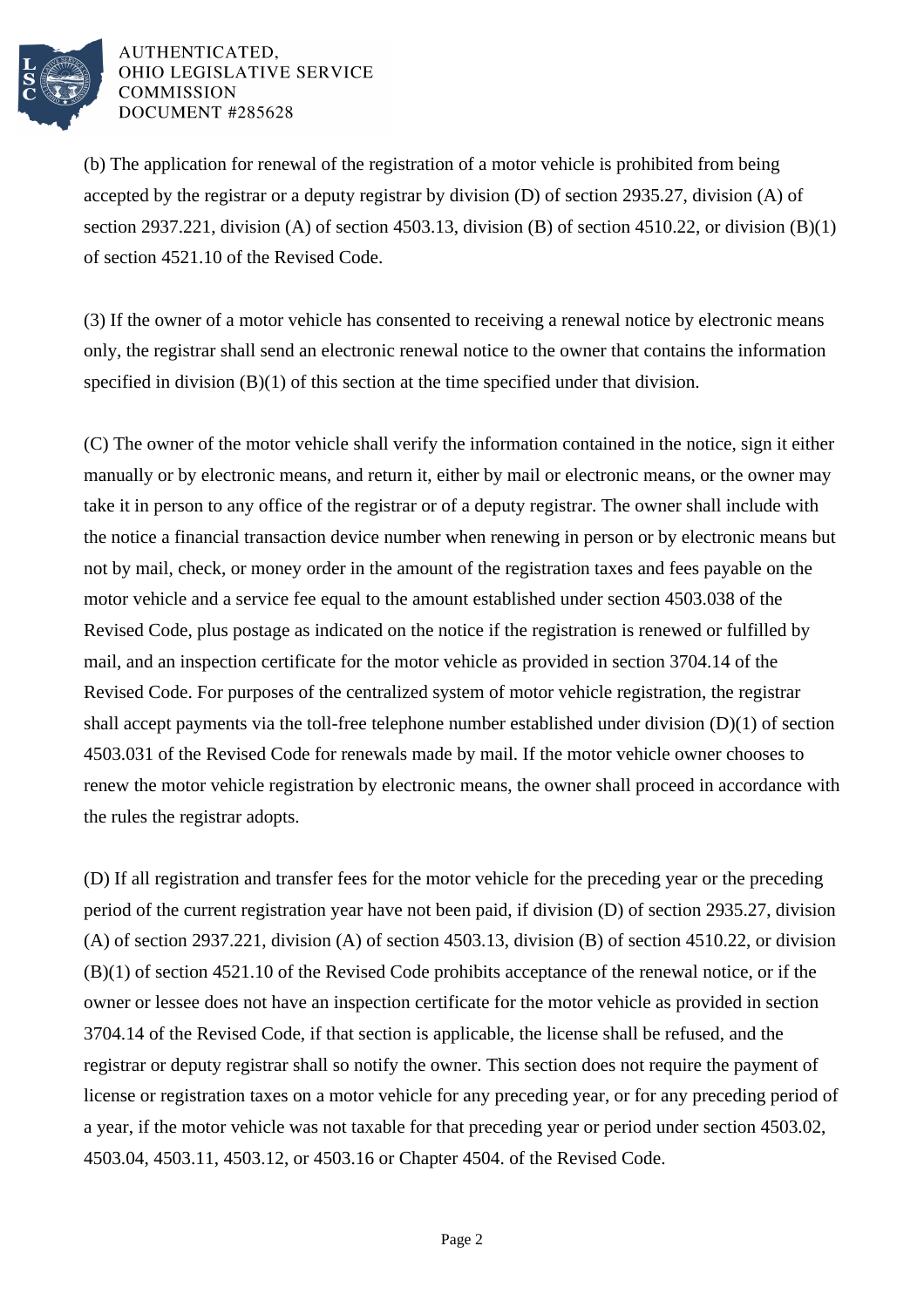(b) The application for renewal of the registration of a motor vehicle is prohibited from being accepted by the registrar or a deputy registrar by division (D) of section 2935.27, division (A) of section 2937.221, division (A) of section 4503.13, division (B) of section 4510.22, or division (B)(1) of section 4521.10 of the Revised Code.

(3) If the owner of a motor vehicle has consented to receiving a renewal notice by electronic means only, the registrar shall send an electronic renewal notice to the owner that contains the information specified in division (B)(1) of this section at the time specified under that division.

(C) The owner of the motor vehicle shall verify the information contained in the notice, sign it either manually or by electronic means, and return it, either by mail or electronic means, or the owner may take it in person to any office of the registrar or of a deputy registrar. The owner shall include with the notice a financial transaction device number when renewing in person or by electronic means but not by mail, check, or money order in the amount of the registration taxes and fees payable on the motor vehicle and a service fee equal to the amount established under section 4503.038 of the Revised Code, plus postage as indicated on the notice if the registration is renewed or fulfilled by mail, and an inspection certificate for the motor vehicle as provided in section 3704.14 of the Revised Code. For purposes of the centralized system of motor vehicle registration, the registrar shall accept payments via the toll-free telephone number established under division (D)(1) of section 4503.031 of the Revised Code for renewals made by mail. If the motor vehicle owner chooses to renew the motor vehicle registration by electronic means, the owner shall proceed in accordance with the rules the registrar adopts.

(D) If all registration and transfer fees for the motor vehicle for the preceding year or the preceding period of the current registration year have not been paid, if division (D) of section 2935.27, division (A) of section 2937.221, division (A) of section 4503.13, division (B) of section 4510.22, or division (B)(1) of section 4521.10 of the Revised Code prohibits acceptance of the renewal notice, or if the owner or lessee does not have an inspection certificate for the motor vehicle as provided in section 3704.14 of the Revised Code, if that section is applicable, the license shall be refused, and the registrar or deputy registrar shall so notify the owner. This section does not require the payment of license or registration taxes on a motor vehicle for any preceding year, or for any preceding period of a year, if the motor vehicle was not taxable for that preceding year or period under section 4503.02, 4503.04, 4503.11, 4503.12, or 4503.16 or Chapter 4504. of the Revised Code.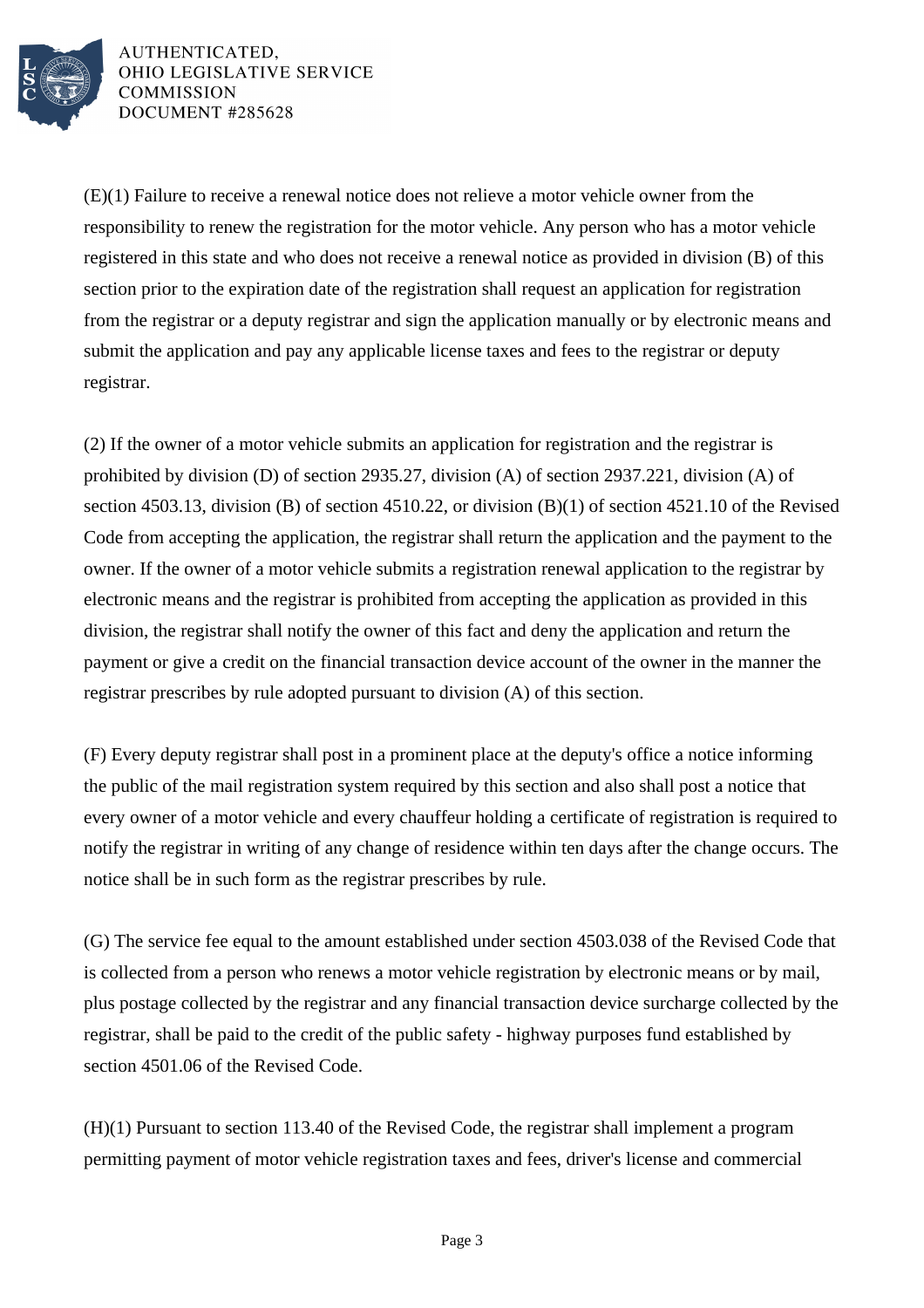(E)(1) Failure to receive a renewal notice does not relieve a motor vehicle owner from the responsibility to renew the registration for the motor vehicle. Any person who has a motor vehicle registered in this state and who does not receive a renewal notice as provided in division (B) of this section prior to the expiration date of the registration shall request an application for registration from the registrar or a deputy registrar and sign the application manually or by electronic means and submit the application and pay any applicable license taxes and fees to the registrar or deputy registrar.

(2) If the owner of a motor vehicle submits an application for registration and the registrar is prohibited by division (D) of section 2935.27, division (A) of section 2937.221, division (A) of section 4503.13, division (B) of section 4510.22, or division (B)(1) of section 4521.10 of the Revised Code from accepting the application, the registrar shall return the application and the payment to the owner. If the owner of a motor vehicle submits a registration renewal application to the registrar by electronic means and the registrar is prohibited from accepting the application as provided in this division, the registrar shall notify the owner of this fact and deny the application and return the payment or give a credit on the financial transaction device account of the owner in the manner the registrar prescribes by rule adopted pursuant to division (A) of this section.

(F) Every deputy registrar shall post in a prominent place at the deputy's office a notice informing the public of the mail registration system required by this section and also shall post a notice that every owner of a motor vehicle and every chauffeur holding a certificate of registration is required to notify the registrar in writing of any change of residence within ten days after the change occurs. The notice shall be in such form as the registrar prescribes by rule.

(G) The service fee equal to the amount established under section 4503.038 of the Revised Code that is collected from a person who renews a motor vehicle registration by electronic means or by mail, plus postage collected by the registrar and any financial transaction device surcharge collected by the registrar, shall be paid to the credit of the public safety - highway purposes fund established by section 4501.06 of the Revised Code.

(H)(1) Pursuant to section 113.40 of the Revised Code, the registrar shall implement a program permitting payment of motor vehicle registration taxes and fees, driver's license and commercial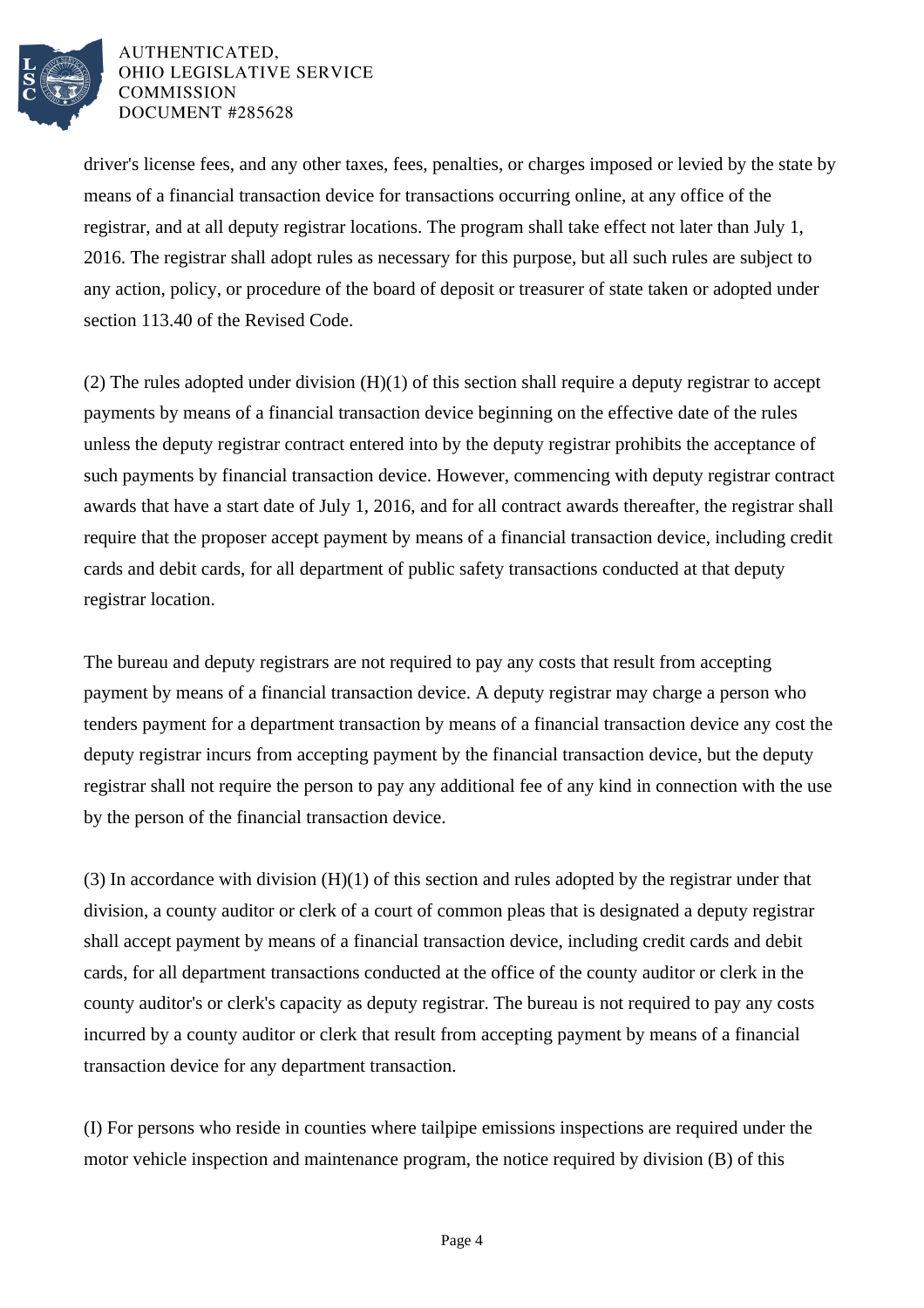driver's license fees, and any other taxes, fees, penalties, or charges imposed or levied by the state by means of a financial transaction device for transactions occurring online, at any office of the registrar, and at all deputy registrar locations. The program shall take effect not later than July 1, 2016. The registrar shall adopt rules as necessary for this purpose, but all such rules are subject to any action, policy, or procedure of the board of deposit or treasurer of state taken or adopted under section 113.40 of the Revised Code.

(2) The rules adopted under division (H)(1) of this section shall require a deputy registrar to accept payments by means of a financial transaction device beginning on the effective date of the rules unless the deputy registrar contract entered into by the deputy registrar prohibits the acceptance of such payments by financial transaction device. However, commencing with deputy registrar contract awards that have a start date of July 1, 2016, and for all contract awards thereafter, the registrar shall require that the proposer accept payment by means of a financial transaction device, including credit cards and debit cards, for all department of public safety transactions conducted at that deputy registrar location.

The bureau and deputy registrars are not required to pay any costs that result from accepting payment by means of a financial transaction device. A deputy registrar may charge a person who tenders payment for a department transaction by means of a financial transaction device any cost the deputy registrar incurs from accepting payment by the financial transaction device, but the deputy registrar shall not require the person to pay any additional fee of any kind in connection with the use by the person of the financial transaction device.

(3) In accordance with division (H)(1) of this section and rules adopted by the registrar under that division, a county auditor or clerk of a court of common pleas that is designated a deputy registrar shall accept payment by means of a financial transaction device, including credit cards and debit cards, for all department transactions conducted at the office of the county auditor or clerk in the county auditor's or clerk's capacity as deputy registrar. The bureau is not required to pay any costs incurred by a county auditor or clerk that result from accepting payment by means of a financial transaction device for any department transaction.

(I) For persons who reside in counties where tailpipe emissions inspections are required under the motor vehicle inspection and maintenance program, the notice required by division (B) of this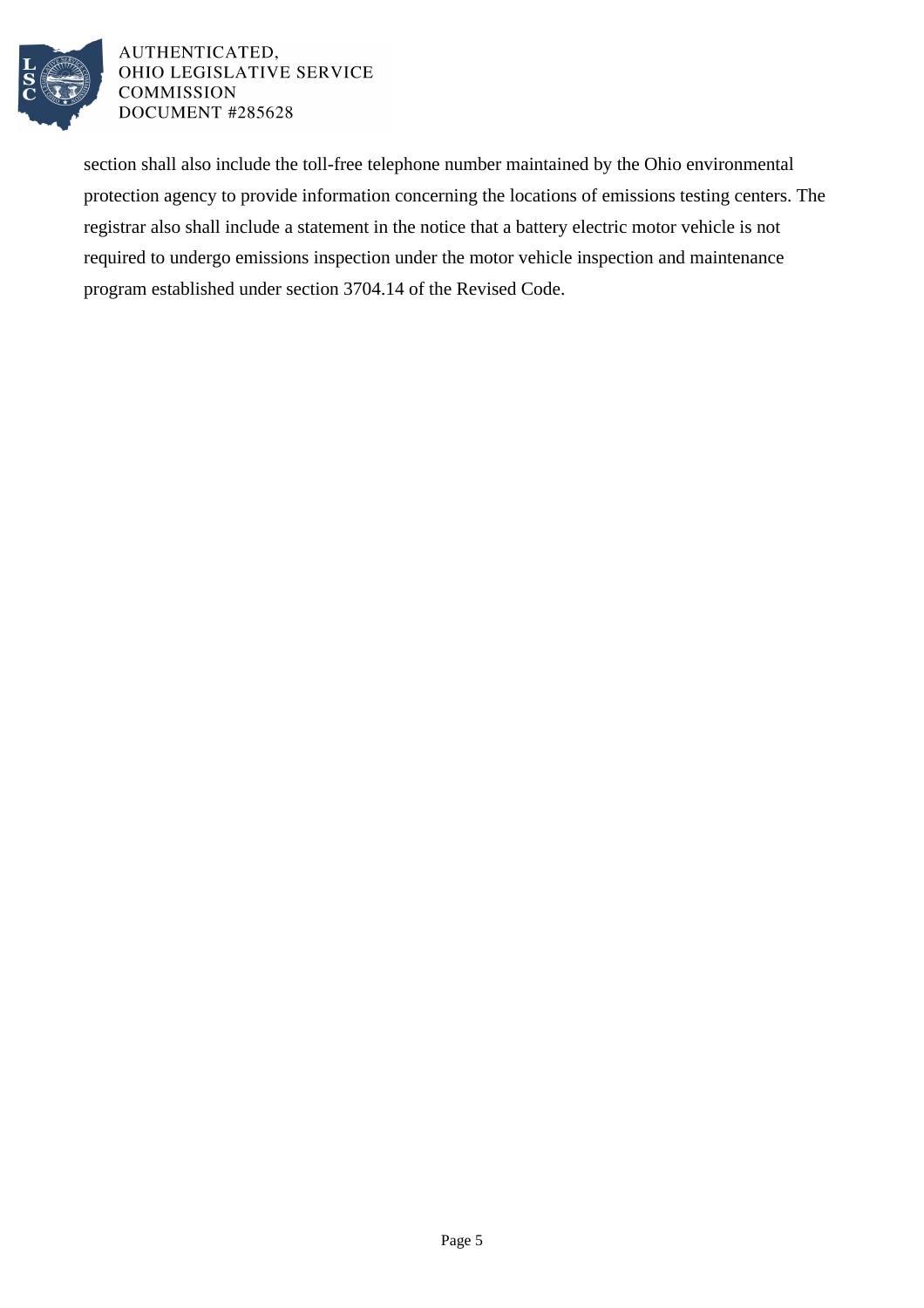section shall also include the toll-free telephone number maintained by the Ohio environmental protection agency to provide information concerning the locations of emissions testing centers. The registrar also shall include a statement in the notice that a battery electric motor vehicle is not required to undergo emissions inspection under the motor vehicle inspection and maintenance program established under section 3704.14 of the Revised Code.